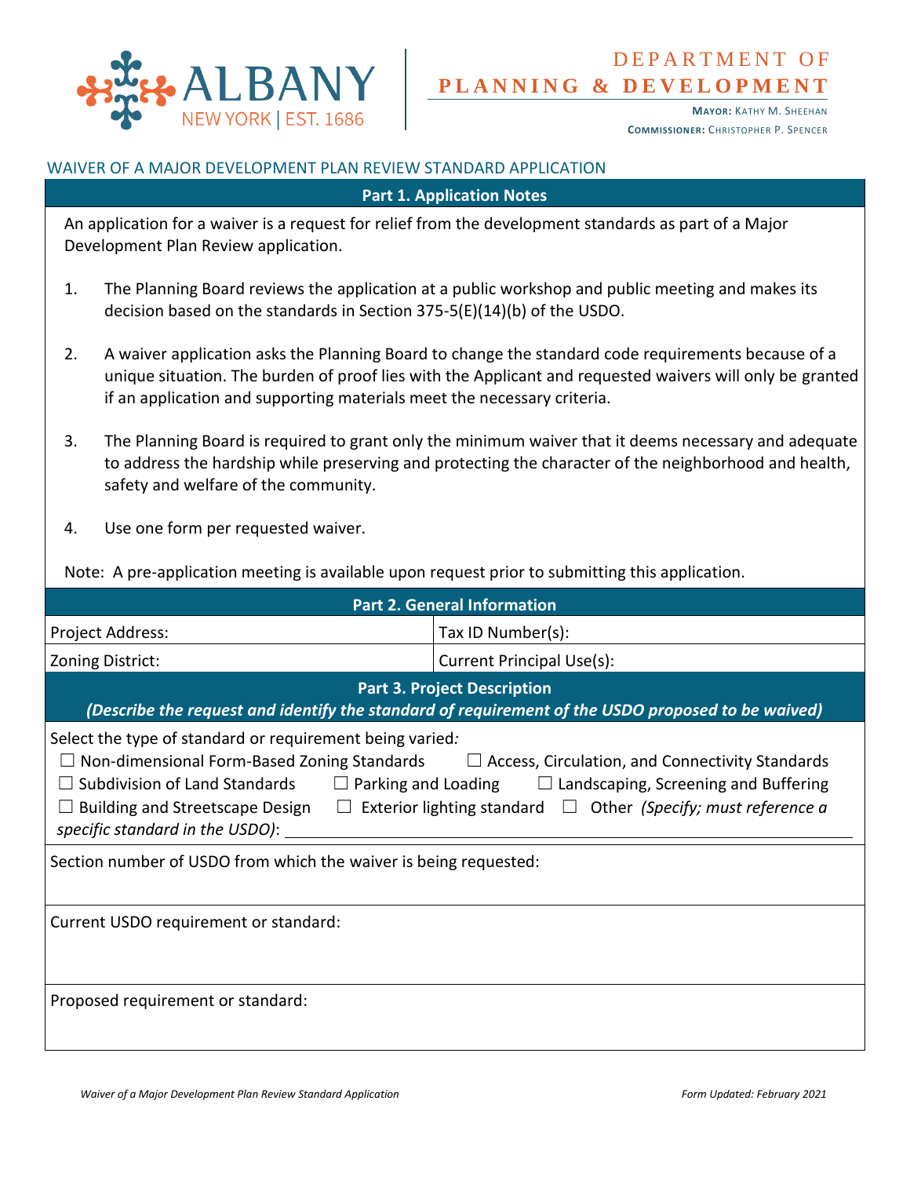ALBANY
NEW YORK | EST. 1686

DEPARTMENT OF
**PLANNING & DEVELOPMENT**

**MAYOR:** KATHY M. SHEEHAN
**COMMISSIONER:** CHRISTOPHER P. SPENCER

## WAIVER OF A MAJOR DEVELOPMENT PLAN REVIEW STANDARD APPLICATION

### Part 1. Application Notes

An application for a waiver is a request for relief from the development standards as part of a Major Development Plan Review application.

1. The Planning Board reviews the application at a public workshop and public meeting and makes its decision based on the standards in Section 375-5(E)(14)(b) of the USDO.

2. A waiver application asks the Planning Board to change the standard code requirements because of a unique situation. The burden of proof lies with the Applicant and requested waivers will only be granted if an application and supporting materials meet the necessary criteria.

3. The Planning Board is required to grant only the minimum waiver that it deems necessary and adequate to address the hardship while preserving and protecting the character of the neighborhood and health, safety and welfare of the community.

4. Use one form per requested waiver.

Note: A pre-application meeting is available upon request prior to submitting this application.

### Part 2. General Information

| Project Address: | Tax ID Number(s): |
|---|---|
| Zoning District: | Current Principal Use(s): |

### Part 3. Project Description

***(Describe the request and identify the standard of requirement of the USDO proposed to be waived)***

Select the type of standard or requirement being varied*:*

☐ Non-dimensional Form-Based Zoning Standards ☐ Access, Circulation, and Connectivity Standards
☐ Subdivision of Land Standards ☐ Parking and Loading ☐ Landscaping, Screening and Buffering
☐ Building and Streetscape Design ☐ Exterior lighting standard ☐ Other *(Specify; must reference a specific standard in the USDO)*: ____________________

Section number of USDO from which the waiver is being requested:

Current USDO requirement or standard:

Proposed requirement or standard: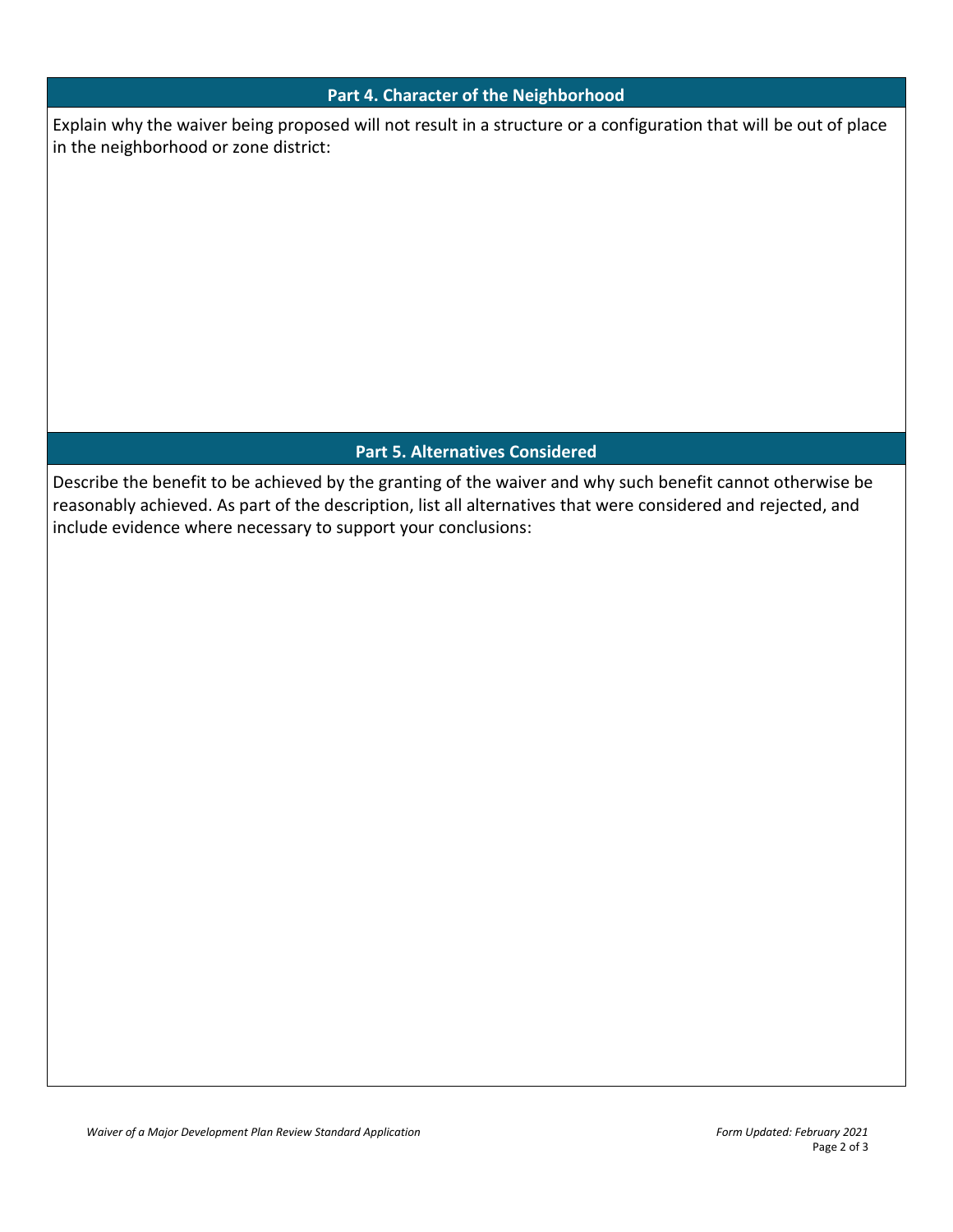## Part 4. Character of the Neighborhood

Explain why the waiver being proposed will not result in a structure or a configuration that will be out of place in the neighborhood or zone district:

## Part 5. Alternatives Considered

Describe the benefit to be achieved by the granting of the waiver and why such benefit cannot otherwise be reasonably achieved. As part of the description, list all alternatives that were considered and rejected, and include evidence where necessary to support your conclusions: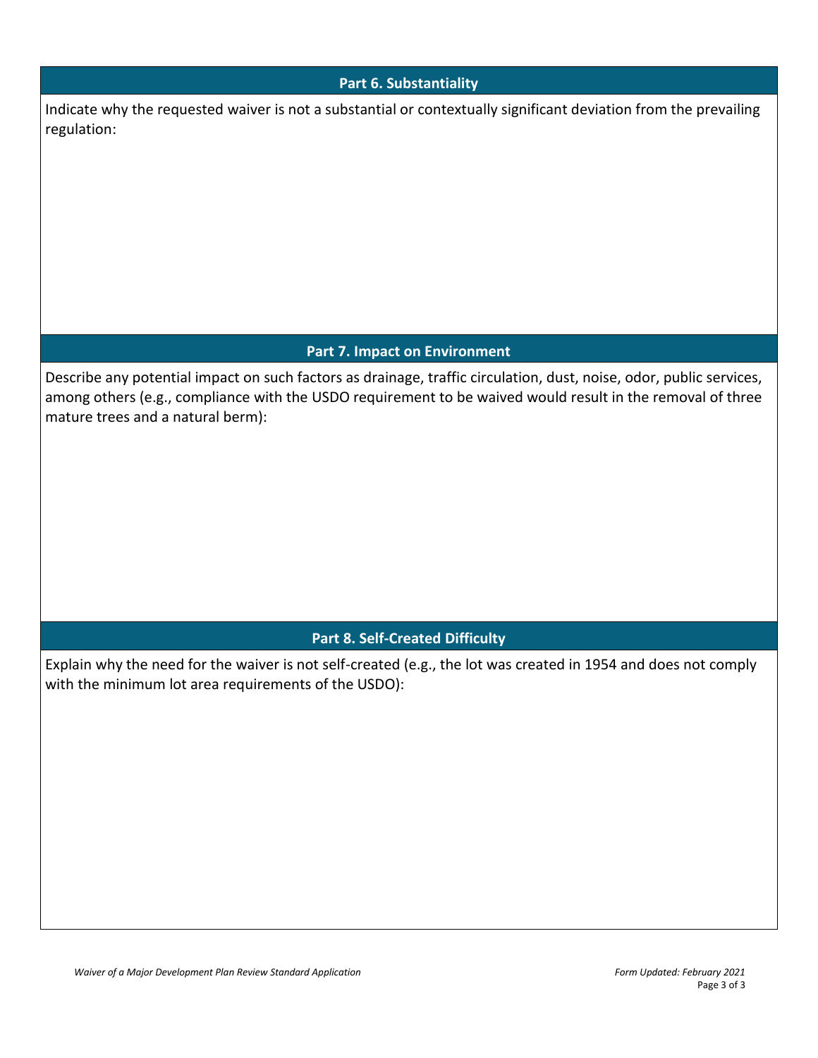## Part 6. Substantiality

Indicate why the requested waiver is not a substantial or contextually significant deviation from the prevailing regulation:

## Part 7. Impact on Environment

Describe any potential impact on such factors as drainage, traffic circulation, dust, noise, odor, public services, among others (e.g., compliance with the USDO requirement to be waived would result in the removal of three mature trees and a natural berm):

## Part 8. Self-Created Difficulty

Explain why the need for the waiver is not self-created (e.g., the lot was created in 1954 and does not comply with the minimum lot area requirements of the USDO):